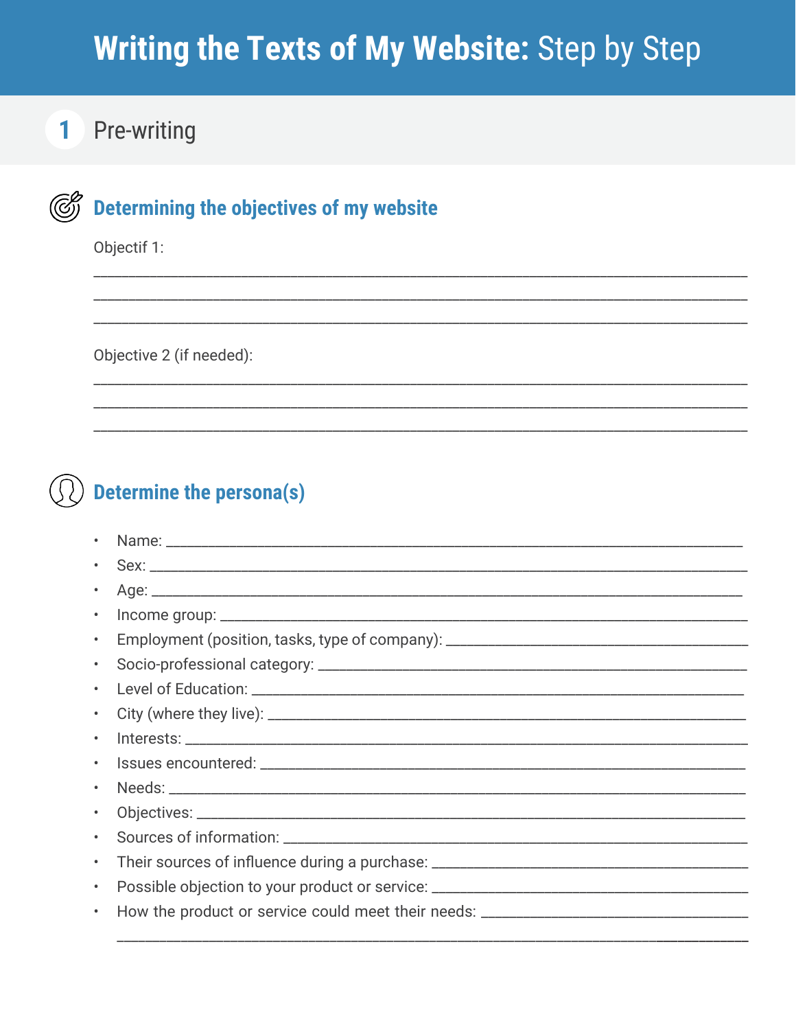# Writing the Texts of My Website: Step by Step

## 1 Pre-writing

### Determining the objectives of my website

Objectif 1:

______________________________________________________________________________
______________________________________________________________________________
______________________________________________________________________________

Objective 2 (if needed):

______________________________________________________________________________
______________________________________________________________________________
______________________________________________________________________________

### Determine the persona(s)

- Name: ______________________________________________________________
- Sex: _______________________________________________________________
- Age: _______________________________________________________________
- Income group: _______________________________________________________
- Employment (position, tasks, type of company): _____________________________
- Socio-professional category: _______________________________________________
- Level of Education: ___________________________________________________
- City (where they live): _________________________________________________
- Interests: __________________________________________________________
- Issues encountered: ___________________________________________________
- Needs: _____________________________________________________________
- Objectives: _________________________________________________________
- Sources of information: _________________________________________________
- Their sources of influence during a purchase: ________________________________
- Possible objection to your product or service: _______________________________
- How the product or service could meet their needs: ___________________________

  ______________________________________________________________________________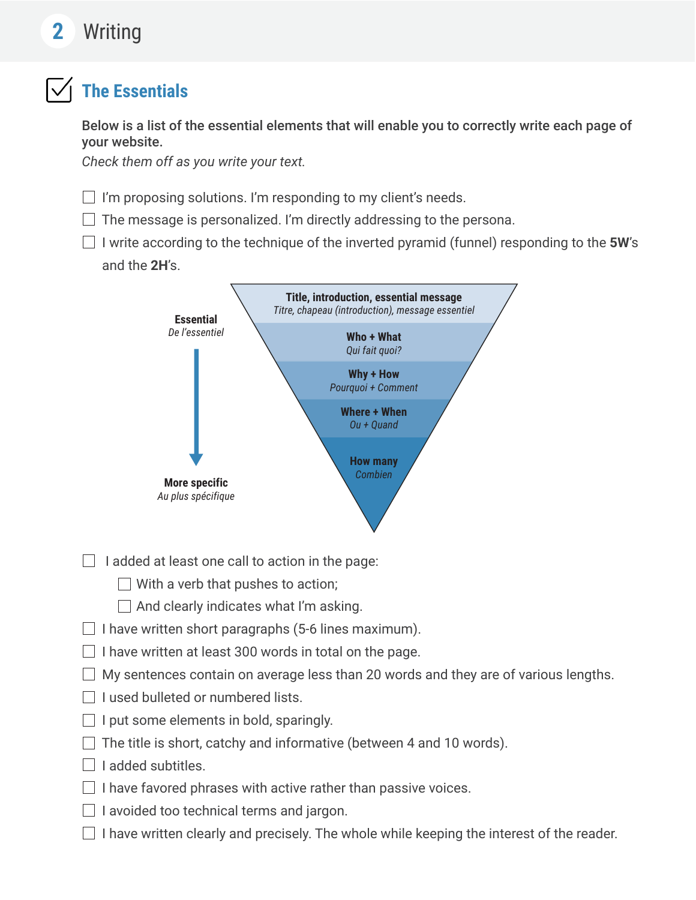## 2 Writing

### The Essentials

**Below is a list of the essential elements that will enable you to correctly write each page of your website.**

*Check them off as you write your text.*

- [ ] I'm proposing solutions. I'm responding to my client's needs.
- [ ] The message is personalized. I'm directly addressing to the persona.
- [ ] I write according to the technique of the inverted pyramid (funnel) responding to the **5W**'s and the **2H**'s.

**Essential**
*De l'essentiel*

**Title, introduction, essential message**
*Titre, chapeau (introduction), message essentiel*

**Who + What**
*Qui fait quoi?*

**Why + How**
*Pourquoi + Comment*

**Where + When**
*Ou + Quand*

**How many**
*Combien*

**More specific**
*Au plus spécifique*

- [ ] I added at least one call to action in the page:
    - [ ] With a verb that pushes to action;
    - [ ] And clearly indicates what I'm asking.
- [ ] I have written short paragraphs (5-6 lines maximum).
- [ ] I have written at least 300 words in total on the page.
- [ ] My sentences contain on average less than 20 words and they are of various lengths.
- [ ] I used bulleted or numbered lists.
- [ ] I put some elements in bold, sparingly.
- [ ] The title is short, catchy and informative (between 4 and 10 words).
- [ ] I added subtitles.
- [ ] I have favored phrases with active rather than passive voices.
- [ ] I avoided too technical terms and jargon.
- [ ] I have written clearly and precisely. The whole while keeping the interest of the reader.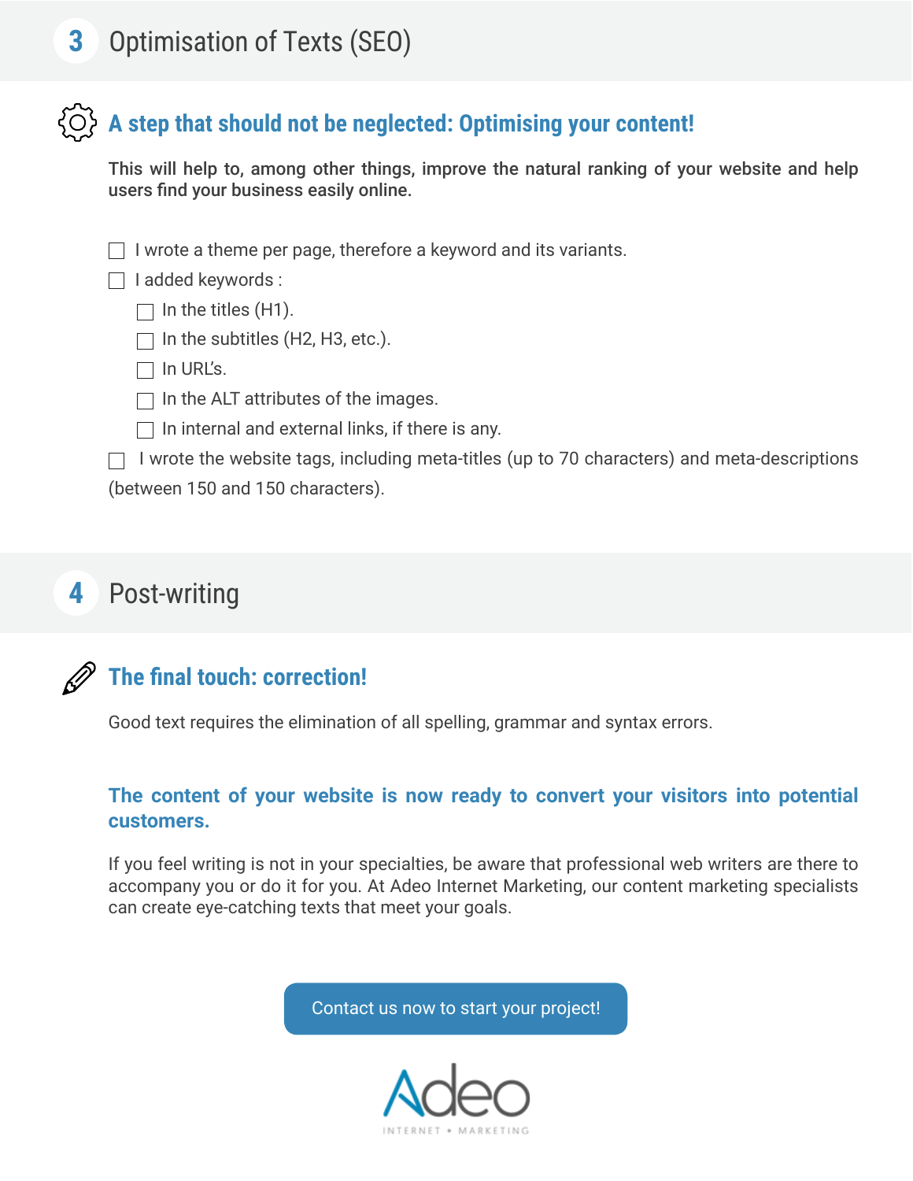# 3 Optimisation of Texts (SEO)

## A step that should not be neglected: Optimising your content!

**This will help to, among other things, improve the natural ranking of your website and help users find your business easily online.**

- [ ] I wrote a theme per page, therefore a keyword and its variants.
- [ ] I added keywords :
  - [ ] In the titles (H1).
  - [ ] In the subtitles (H2, H3, etc.).
  - [ ] In URL's.
  - [ ] In the ALT attributes of the images.
  - [ ] In internal and external links, if there is any.
- [ ] I wrote the website tags, including meta-titles (up to 70 characters) and meta-descriptions (between 150 and 150 characters).

# 4 Post-writing

## The final touch: correction!

Good text requires the elimination of all spelling, grammar and syntax errors.

**The content of your website is now ready to convert your visitors into potential customers.**

If you feel writing is not in your specialties, be aware that professional web writers are there to accompany you or do it for you. At Adeo Internet Marketing, our content marketing specialists can create eye-catching texts that meet your goals.

Contact us now to start your project!

Adeo
INTERNET • MARKETING